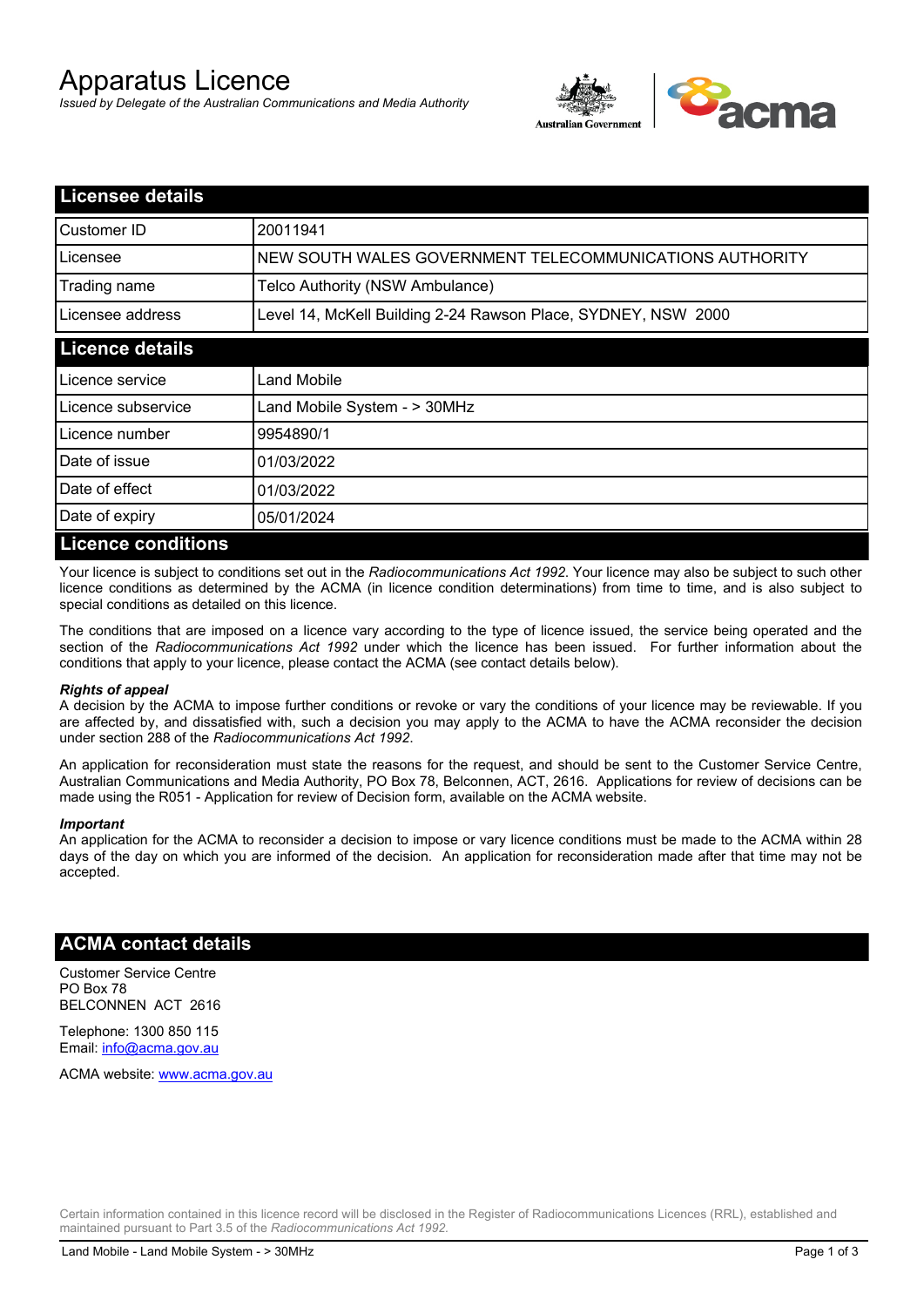# Apparatus Licence

*Issued by Delegate of the Australian Communications and Media Authority*

## Licensee details

| | |
|---|---|
| Customer ID | 20011941 |
| Licensee | NEW SOUTH WALES GOVERNMENT TELECOMMUNICATIONS AUTHORITY |
| Trading name | Telco Authority (NSW Ambulance) |
| Licensee address | Level 14, McKell Building 2-24 Rawson Place, SYDNEY, NSW 2000 |

## Licence details

| | |
|---|---|
| Licence service | Land Mobile |
| Licence subservice | Land Mobile System - > 30MHz |
| Licence number | 9954890/1 |
| Date of issue | 01/03/2022 |
| Date of effect | 01/03/2022 |
| Date of expiry | 05/01/2024 |

## Licence conditions

Your licence is subject to conditions set out in the *Radiocommunications Act 1992*. Your licence may also be subject to such other licence conditions as determined by the ACMA (in licence condition determinations) from time to time, and is also subject to special conditions as detailed on this licence.

The conditions that are imposed on a licence vary according to the type of licence issued, the service being operated and the section of the *Radiocommunications Act 1992* under which the licence has been issued. For further information about the conditions that apply to your licence, please contact the ACMA (see contact details below).

***Rights of appeal***

A decision by the ACMA to impose further conditions or revoke or vary the conditions of your licence may be reviewable. If you are affected by, and dissatisfied with, such a decision you may apply to the ACMA to have the ACMA reconsider the decision under section 288 of the *Radiocommunications Act 1992*.

An application for reconsideration must state the reasons for the request, and should be sent to the Customer Service Centre, Australian Communications and Media Authority, PO Box 78, Belconnen, ACT, 2616. Applications for review of decisions can be made using the R051 - Application for review of Decision form, available on the ACMA website.

***Important***

An application for the ACMA to reconsider a decision to impose or vary licence conditions must be made to the ACMA within 28 days of the day on which you are informed of the decision. An application for reconsideration made after that time may not be accepted.

## ACMA contact details

Customer Service Centre
PO Box 78
BELCONNEN ACT 2616

Telephone: 1300 850 115
Email: info@acma.gov.au

ACMA website: www.acma.gov.au

Certain information contained in this licence record will be disclosed in the Register of Radiocommunications Licences (RRL), established and maintained pursuant to Part 3.5 of the *Radiocommunications Act 1992.*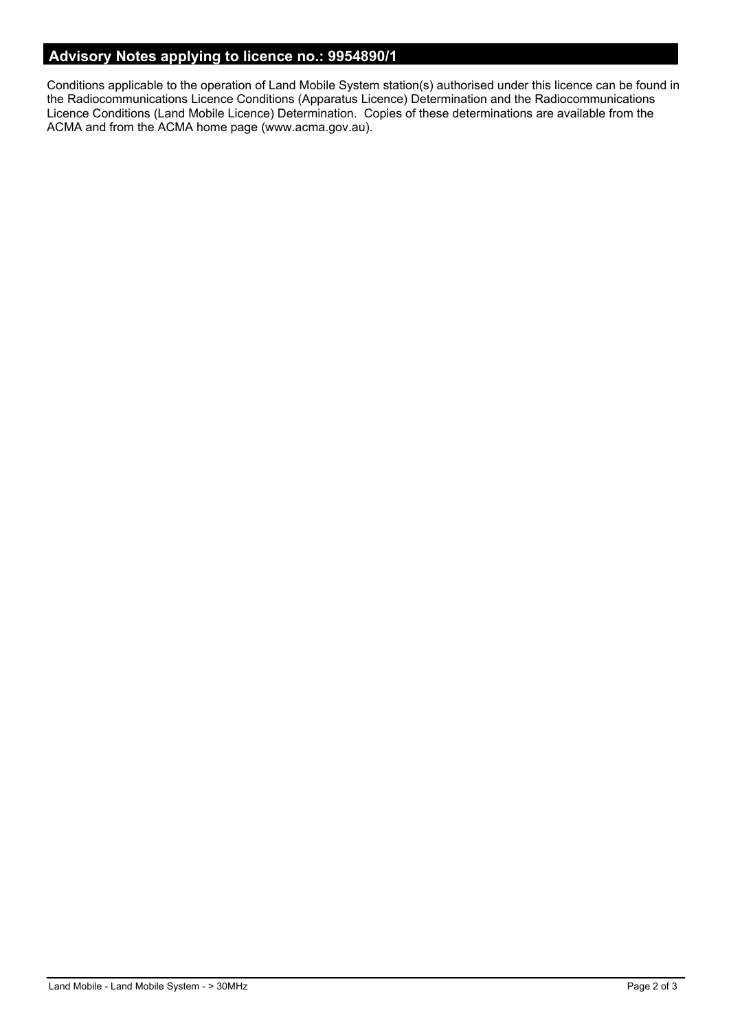## Advisory Notes applying to licence no.: 9954890/1

Conditions applicable to the operation of Land Mobile System station(s) authorised under this licence can be found in the Radiocommunications Licence Conditions (Apparatus Licence) Determination and the Radiocommunications Licence Conditions (Land Mobile Licence) Determination. Copies of these determinations are available from the ACMA and from the ACMA home page (www.acma.gov.au).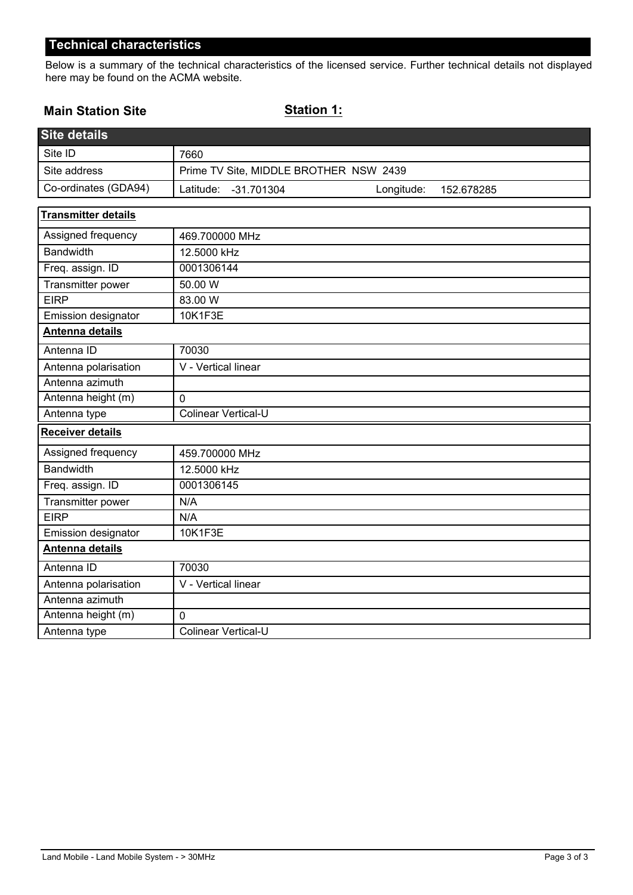## Technical characteristics

Below is a summary of the technical characteristics of the licensed service. Further technical details not displayed here may be found on the ACMA website.

**Main Station Site** **Station 1:**

| Site details | |
|---|---|
| Site ID | 7660 |
| Site address | Prime TV Site, MIDDLE BROTHER NSW 2439 |
| Co-ordinates (GDA94) | Latitude: -31.701304 Longitude: 152.678285 |

| Transmitter details | |
|---|---|
| Assigned frequency | 469.700000 MHz |
| Bandwidth | 12.5000 kHz |
| Freq. assign. ID | 0001306144 |
| Transmitter power | 50.00 W |
| EIRP | 83.00 W |
| Emission designator | 10K1F3E |
| **Antenna details** | |
| Antenna ID | 70030 |
| Antenna polarisation | V - Vertical linear |
| Antenna azimuth | |
| Antenna height (m) | 0 |
| Antenna type | Colinear Vertical-U |

| Receiver details | |
|---|---|
| Assigned frequency | 459.700000 MHz |
| Bandwidth | 12.5000 kHz |
| Freq. assign. ID | 0001306145 |
| Transmitter power | N/A |
| EIRP | N/A |
| Emission designator | 10K1F3E |
| **Antenna details** | |
| Antenna ID | 70030 |
| Antenna polarisation | V - Vertical linear |
| Antenna azimuth | |
| Antenna height (m) | 0 |
| Antenna type | Colinear Vertical-U |

Land Mobile - Land Mobile System - > 30MHz